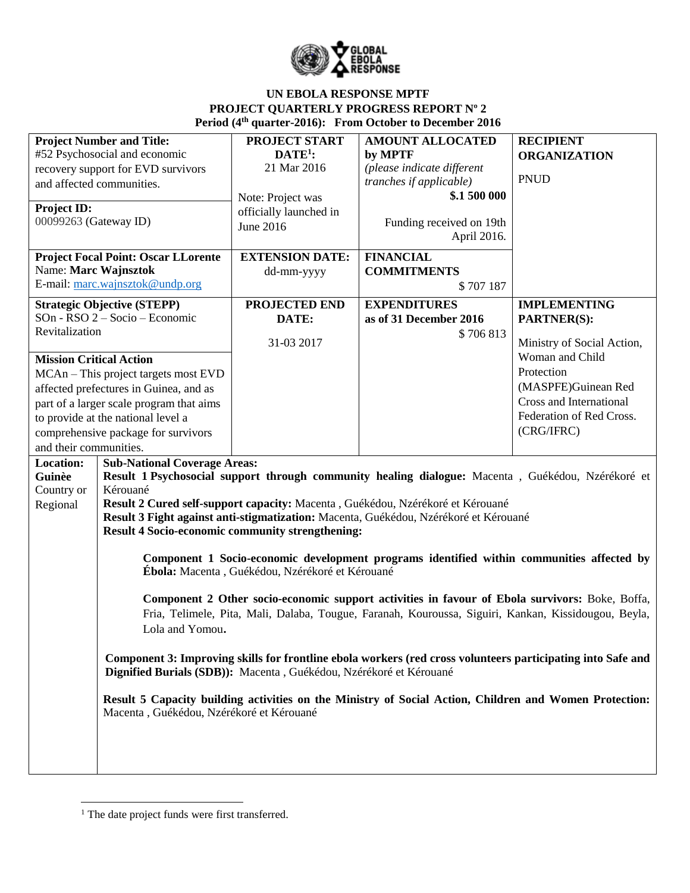**UN EBOLA RESPONSE MPTF**
**PROJECT QUARTERLY PROGRESS REPORT Nº 2**
**Period (4th quarter-2016): From October to December 2016**

| **Project Number and Title:** #52 Psychosocial and economic recovery support for EVD survivors and affected communities. **Project ID:** 00099263 (Gateway ID) | **PROJECT START DATE[1]:** 21 Mar 2016 Note: Project was officially launched in June 2016 | **AMOUNT ALLOCATED by MPTF** *(please indicate different tranches if applicable)* **$.1 500 000** Funding received on 19th April 2016. | **RECIPIENT ORGANIZATION** PNUD |
|---|---|---|---|
| **Project Focal Point: Oscar LLorente** Name: **Marc Wajnsztok** E-mail: marc.wajnsztok@undp.org | **EXTENSION DATE:** dd-mm-yyyy | **FINANCIAL COMMITMENTS** $ 707 187 | |
| **Strategic Objective (STEPP)** SOn - RSO 2 – Socio – Economic Revitalization **Mission Critical Action** MCAn – This project targets most EVD affected prefectures in Guinea, and as part of a larger scale program that aims to provide at the national level a comprehensive package for survivors and their communities. | **PROJECTED END DATE:** 31-03 2017 | **EXPENDITURES as of 31 December 2016** $ 706 813 | **IMPLEMENTING PARTNER(S):** Ministry of Social Action, Woman and Child Protection (MASPFE)Guinean Red Cross and International Federation of Red Cross. (CRG/IFRC) |

| **Location:** **Guinèe** Country or Regional | **Sub-National Coverage Areas:** **Result 1 Psychosocial support through community healing dialogue:** Macenta , Guékédou, Nzérékoré et Kérouané **Result 2 Cured self-support capacity:** Macenta , Guékédou, Nzérékoré et Kérouané **Result 3 Fight against anti-stigmatization:** Macenta, Guékédou, Nzérékoré et Kérouané **Result 4 Socio-economic community strengthening:** **Component 1 Socio-economic development programs identified within communities affected by Ébola:** Macenta , Guékédou, Nzérékoré et Kérouané **Component 2 Other socio-economic support activities in favour of Ebola survivors:** Boke, Boffa, Fria, Telimele, Pita, Mali, Dalaba, Tougue, Faranah, Kouroussa, Siguiri, Kankan, Kissidougou, Beyla, Lola and Yomou**.** **Component 3: Improving skills for frontline ebola workers (red cross volunteers participating into Safe and Dignified Burials (SDB)):** Macenta , Guékédou, Nzérékoré et Kérouané **Result 5 Capacity building activities on the Ministry of Social Action, Children and Women Protection:** Macenta , Guékédou, Nzérékoré et Kérouané |
|---|---|

[1] The date project funds were first transferred.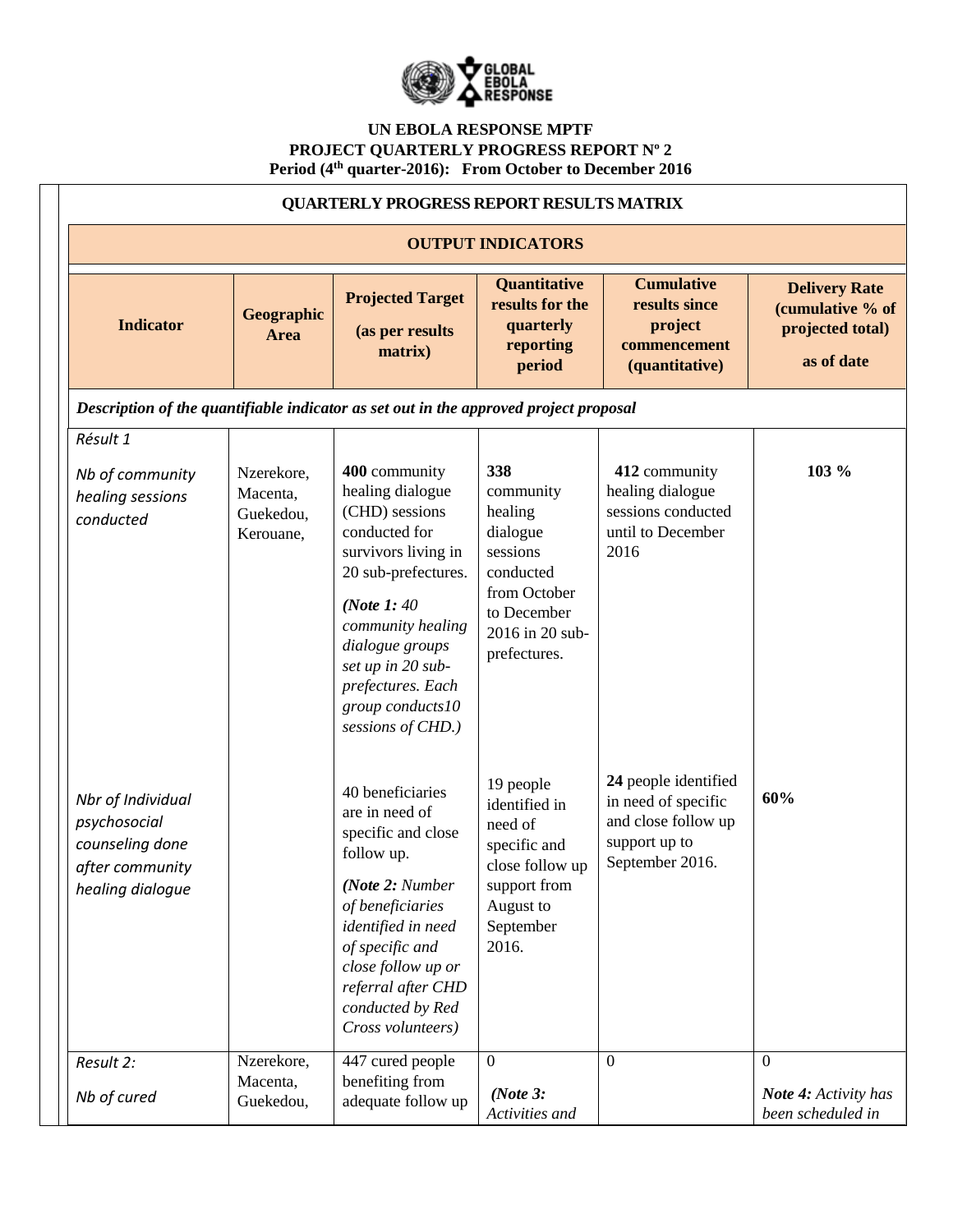**UN EBOLA RESPONSE MPTF**
**PROJECT QUARTERLY PROGRESS REPORT Nº 2**
**Period (4th quarter-2016): From October to December 2016**

**QUARTERLY PROGRESS REPORT RESULTS MATRIX**

**OUTPUT INDICATORS**

| Indicator | Geographic Area | Projected Target (as per results matrix) | Quantitative results for the quarterly reporting period | Cumulative results since project commencement (quantitative) | Delivery Rate (cumulative % of projected total) as of date |
|---|---|---|---|---|---|
| ***Description of the quantifiable indicator as set out in the approved project proposal*** | | | | | |
| *Résult 1*<br><br>*Nb of community healing sessions conducted* | Nzerekore, Macenta, Guekedou, Kerouane, | **400** community healing dialogue (CHD) sessions conducted for survivors living in 20 sub-prefectures.<br><br>***(Note 1:** 40 community healing dialogue groups set up in 20 sub-prefectures. Each group conducts10 sessions of CHD.)* | **338** community healing dialogue sessions conducted from October to December 2016 in 20 sub-prefectures. | **412** community healing dialogue sessions conducted until to December 2016 | **103 %** |
| *Nbr of Individual psychosocial counseling done after community healing dialogue* | | 40 beneficiaries are in need of specific and close follow up.<br><br>***(Note 2:** Number of beneficiaries identified in need of specific and close follow up or referral after CHD conducted by Red Cross volunteers)* | 19 people identified in need of specific and close follow up support from August to September 2016. | **24** people identified in need of specific and close follow up support up to September 2016. | **60%** |
| *Result 2:*<br><br>*Nb of cured* | Nzerekore, Macenta, Guekedou, | 447 cured people benefiting from adequate follow up | 0<br><br>***(Note 3:** Activities and* | 0 | 0<br><br>***Note 4:** Activity has been scheduled in* |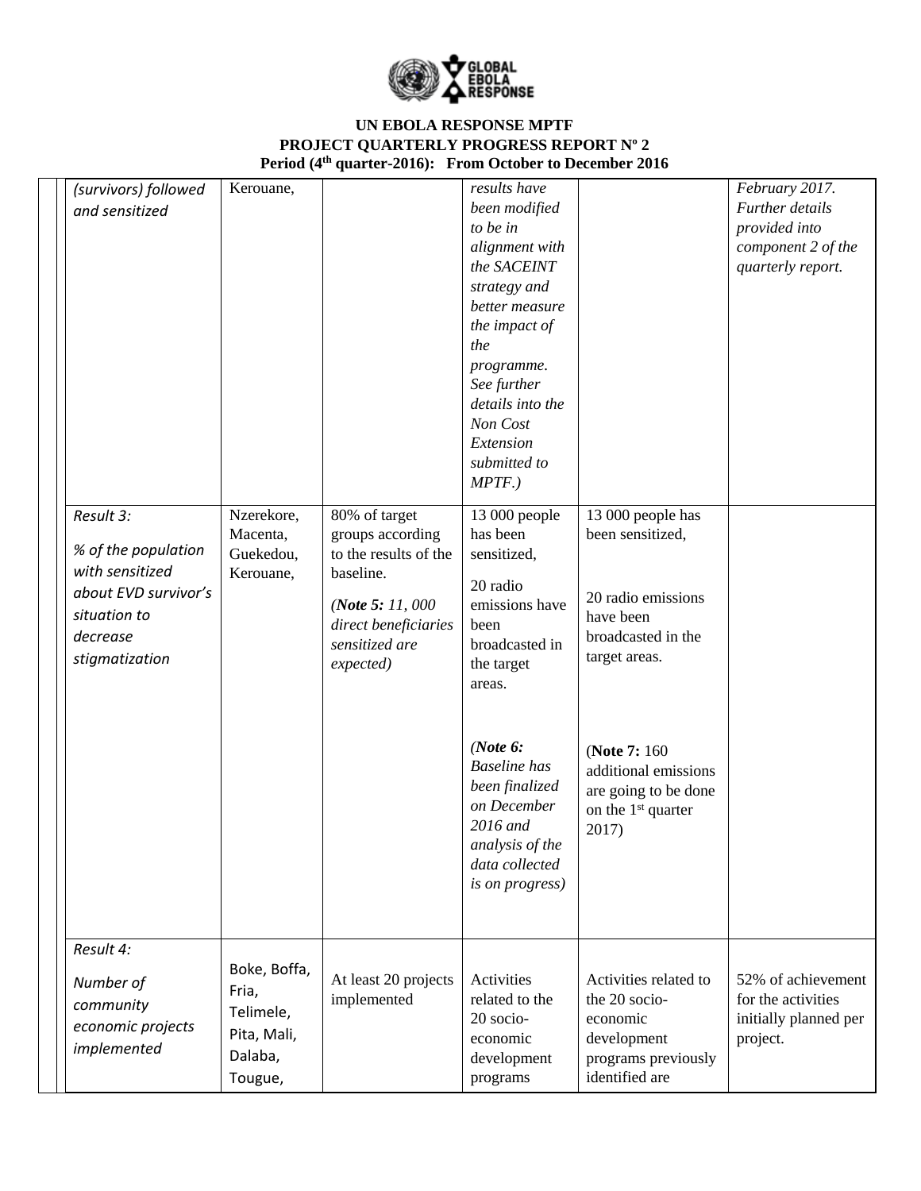**UN EBOLA RESPONSE MPTF**
**PROJECT QUARTERLY PROGRESS REPORT Nº 2**
**Period (4th quarter-2016): From October to December 2016**

| | | | | | | |
|---|---|---|---|---|---|---|
| | *(survivors) followed and sensitized* | Kerouane, | | *results have been modified to be in alignment with the SACEINT strategy and better measure the impact of the programme. See further details into the Non Cost Extension submitted to MPTF.)* | | *February 2017. Further details provided into component 2 of the quarterly report.* |
| | *Result 3: % of the population with sensitized about EVD survivor's situation to decrease stigmatization* | Nzerekore, Macenta, Guekedou, Kerouane, | 80% of target groups according to the results of the baseline. (***Note 5:** 11, 000 direct beneficiaries sensitized are expected)* | 13 000 people has been sensitized, 20 radio emissions have been broadcasted in the target areas. *(**Note 6:** Baseline has been finalized on December 2016 and analysis of the data collected is on progress)* | 13 000 people has been sensitized, 20 radio emissions have been broadcasted in the target areas. (**Note 7:** 160 additional emissions are going to be done on the 1st quarter 2017) | |
| | *Result 4: Number of community economic projects implemented* | Boke, Boffa, Fria, Telimele, Pita, Mali, Dalaba, Tougue, | At least 20 projects implemented | Activities related to the 20 socio-economic development programs | Activities related to the 20 socio-economic development programs previously identified are | 52% of achievement for the activities initially planned per project. |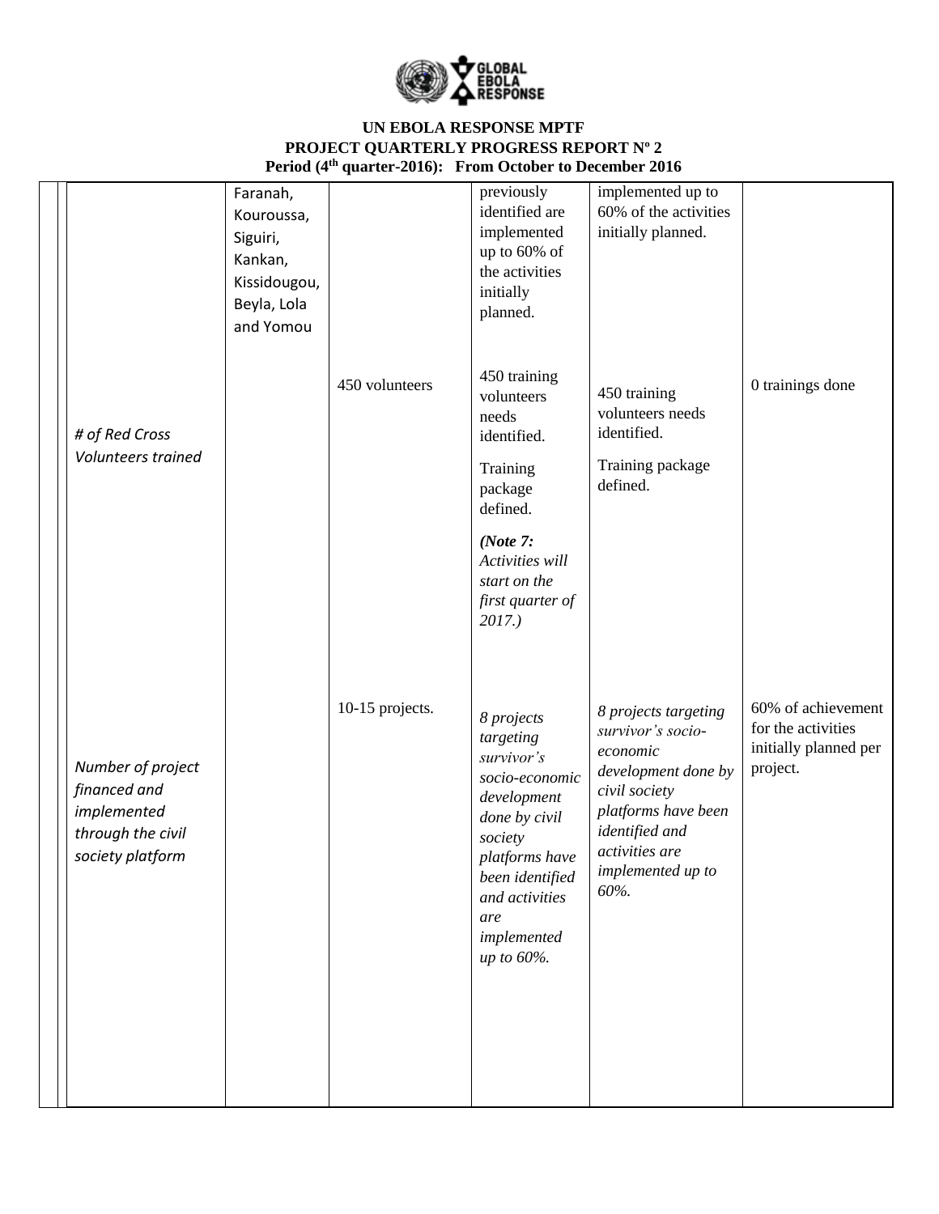**UN EBOLA RESPONSE MPTF**
**PROJECT QUARTERLY PROGRESS REPORT Nº 2**
**Period (4th quarter-2016): From October to December 2016**

| | | | | | |
|---|---|---|---|---|---|
| | Faranah, Kouroussa, Siguiri, Kankan, Kissidougou, Beyla, Lola and Yomou | | previously identified are implemented up to 60% of the activities initially planned. | implemented up to 60% of the activities initially planned. | |
| *# of Red Cross Volunteers trained* | | 450 volunteers | 450 training volunteers needs identified. Training package defined. ***(Note 7:** Activities will start on the first quarter of 2017.)* | 450 training volunteers needs identified. Training package defined. | 0 trainings done |
| *Number of project financed and implemented through the civil society platform* | | 10-15 projects. | *8 projects targeting survivor's socio-economic development done by civil society platforms have been identified and activities are implemented up to 60%.* | *8 projects targeting survivor's socio-economic development done by civil society platforms have been identified and activities are implemented up to 60%.* | 60% of achievement for the activities initially planned per project. |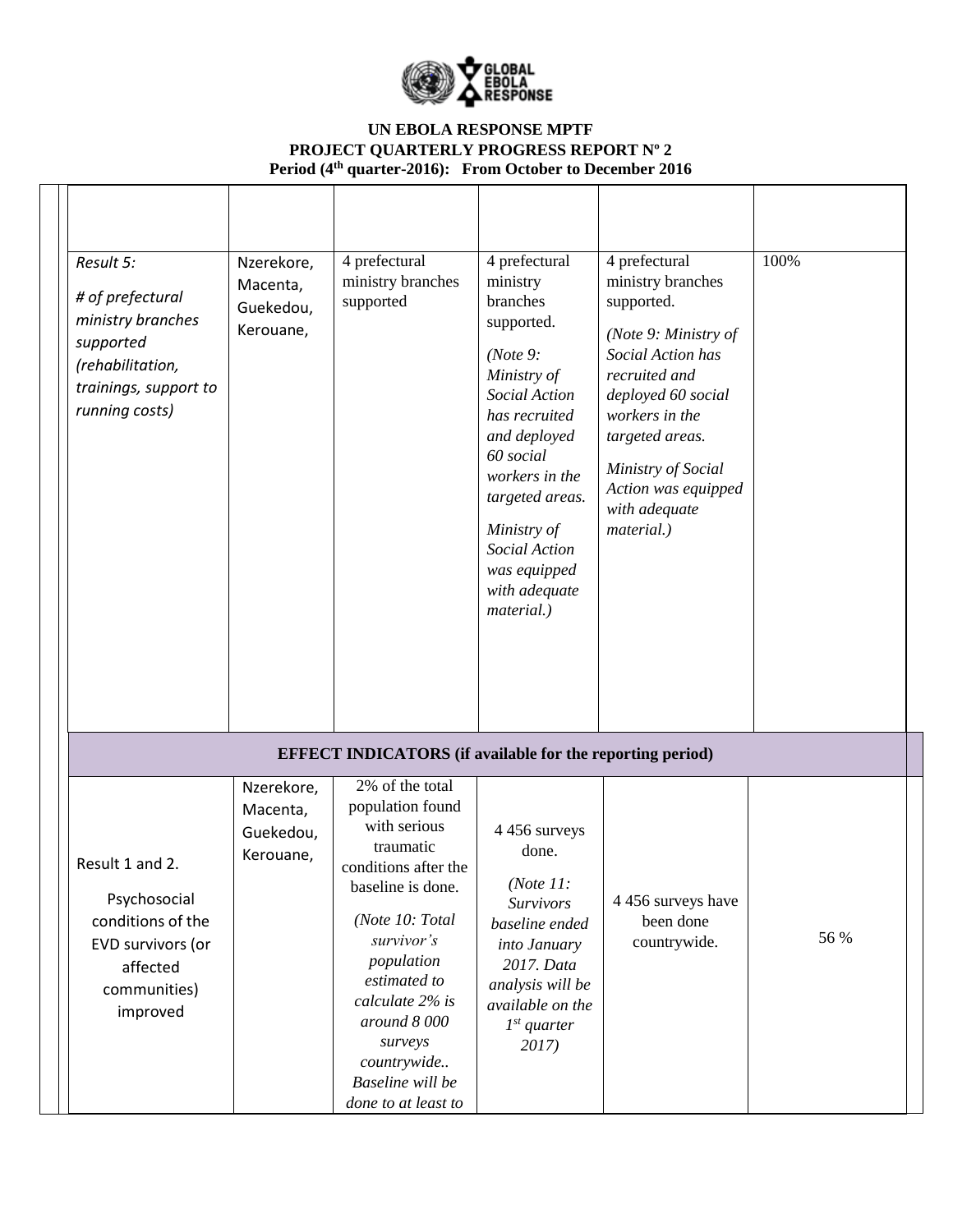**UN EBOLA RESPONSE MPTF**
**PROJECT QUARTERLY PROGRESS REPORT Nº 2**
**Period (4th quarter-2016): From October to December 2016**

| | | | | | |
|---|---|---|---|---|---|
| *Result 5:*<br><br>*# of prefectural ministry branches supported (rehabilitation, trainings, support to running costs)* | Nzerekore, Macenta, Guekedou, Kerouane, | 4 prefectural ministry branches supported | 4 prefectural ministry branches supported.<br><br>*(Note 9: Ministry of Social Action has recruited and deployed 60 social workers in the targeted areas.*<br><br>*Ministry of Social Action was equipped with adequate material.)* | 4 prefectural ministry branches supported.<br><br>*(Note 9: Ministry of Social Action has recruited and deployed 60 social workers in the targeted areas.*<br><br>*Ministry of Social Action was equipped with adequate material.)* | 100% |
| **EFFECT INDICATORS (if available for the reporting period)** | | | | | |
| Result 1 and 2.<br><br>Psychosocial conditions of the EVD survivors (or affected communities) improved | Nzerekore, Macenta, Guekedou, Kerouane, | 2% of the total population found with serious traumatic conditions after the baseline is done.<br><br>*(Note 10: Total survivor's population estimated to calculate 2% is around 8 000 surveys countrywide.. Baseline will be done to at least to* | 4 456 surveys done.<br><br>*(Note 11: Survivors baseline ended into January 2017. Data analysis will be available on the 1st quarter 2017)* | 4 456 surveys have been done countrywide. | 56 % |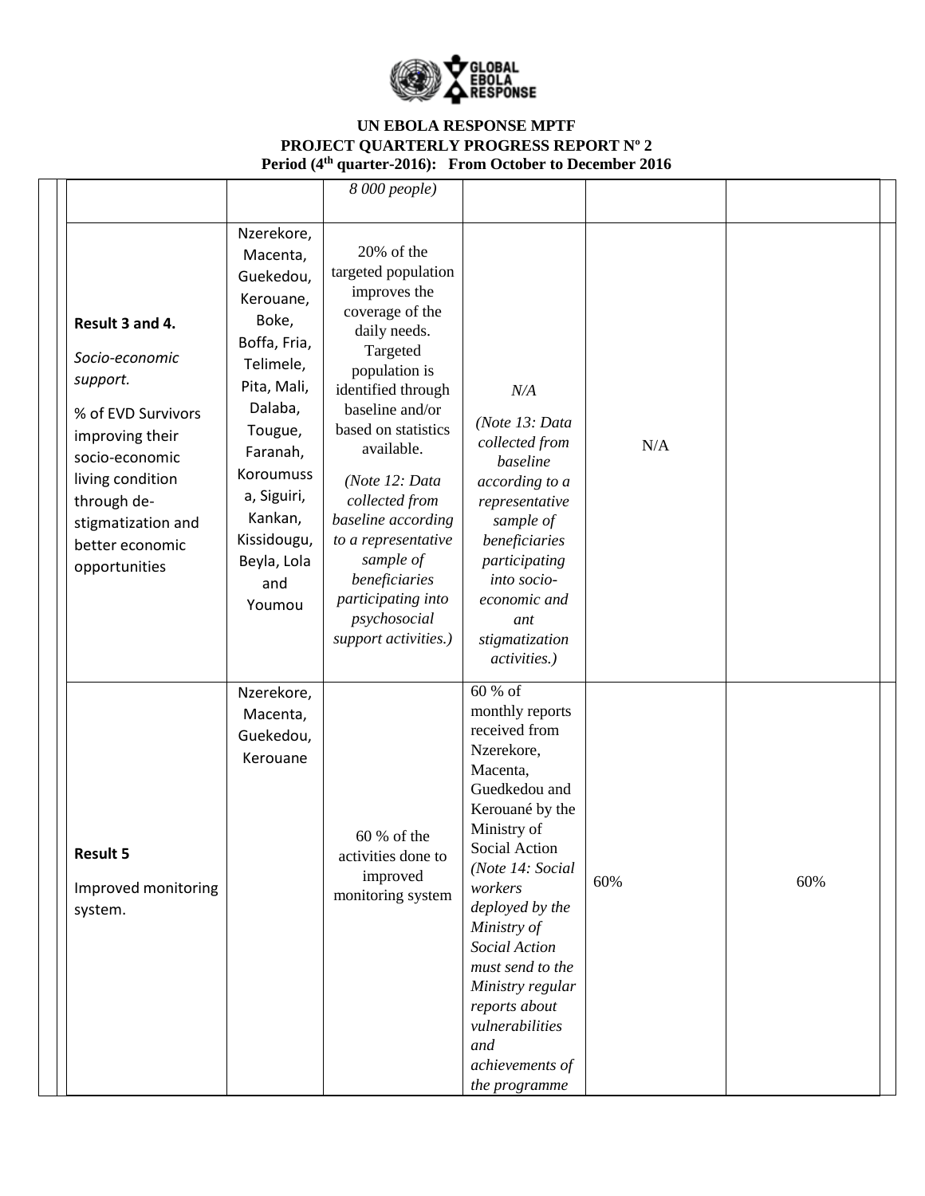**UN EBOLA RESPONSE MPTF**
**PROJECT QUARTERLY PROGRESS REPORT Nº 2**
**Period (4th quarter-2016): From October to December 2016**

| | | | | | |
|---|---|---|---|---|---|
| | | *8 000 people)* | | | |
| **Result 3 and 4.** *Socio-economic support.* % of EVD Survivors improving their socio-economic living condition through de-stigmatization and better economic opportunities | Nzerekore, Macenta, Guekedou, Kerouane, Boke, Boffa, Fria, Telimele, Pita, Mali, Dalaba, Tougue, Faranah, Koroumussa, Siguiri, Kankan, Kissidougu, Beyla, Lola and Youmou | 20% of the targeted population improves the coverage of the daily needs. Targeted population is identified through baseline and/or based on statistics available. *(Note 12: Data collected from baseline according to a representative sample of beneficiaries participating into psychosocial support activities.)* | *N/A* *(Note 13: Data collected from baseline according to a representative sample of beneficiaries participating into socio-economic and ant stigmatization activities.)* | N/A | |
| **Result 5** Improved monitoring system. | Nzerekore, Macenta, Guekedou, Kerouane | 60 % of the activities done to improved monitoring system | 60 % of monthly reports received from Nzerekore, Macenta, Guedkedou and Kerouané by the Ministry of Social Action *(Note 14: Social workers deployed by the Ministry of Social Action must send to the Ministry regular reports about vulnerabilities and achievements of the programme* | 60% | 60% |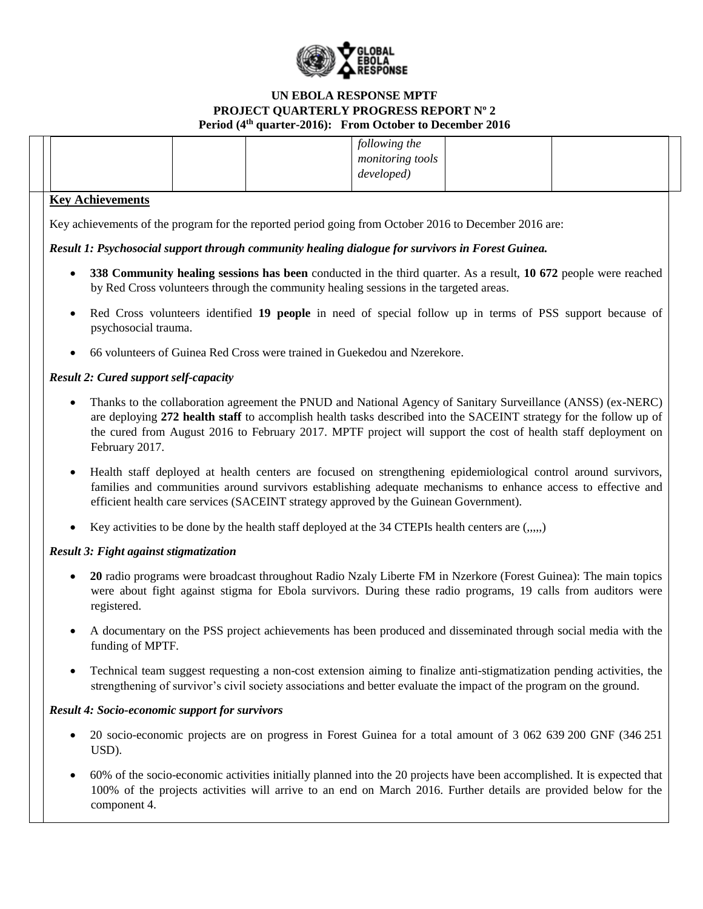**UN EBOLA RESPONSE MPTF**
**PROJECT QUARTERLY PROGRESS REPORT Nº 2**
**Period (4th quarter-2016): From October to December 2016**

| | | | | | |
|---|---|---|---|---|---|
| | | | *following the monitoring tools developed)* | | |

**Key Achievements**

Key achievements of the program for the reported period going from October 2016 to December 2016 are:

***Result 1: Psychosocial support through community healing dialogue for survivors in Forest Guinea.***

- **338 Community healing sessions has been** conducted in the third quarter. As a result, **10 672** people were reached by Red Cross volunteers through the community healing sessions in the targeted areas.
- Red Cross volunteers identified **19 people** in need of special follow up in terms of PSS support because of psychosocial trauma.
- 66 volunteers of Guinea Red Cross were trained in Guekedou and Nzerekore.

***Result 2: Cured support self-capacity***

- Thanks to the collaboration agreement the PNUD and National Agency of Sanitary Surveillance (ANSS) (ex-NERC) are deploying **272 health staff** to accomplish health tasks described into the SACEINT strategy for the follow up of the cured from August 2016 to February 2017. MPTF project will support the cost of health staff deployment on February 2017.
- Health staff deployed at health centers are focused on strengthening epidemiological control around survivors, families and communities around survivors establishing adequate mechanisms to enhance access to effective and efficient health care services (SACEINT strategy approved by the Guinean Government).
- Key activities to be done by the health staff deployed at the 34 CTEPIs health centers are (,,,,,)

***Result 3: Fight against stigmatization***

- **20** radio programs were broadcast throughout Radio Nzaly Liberte FM in Nzerkore (Forest Guinea): The main topics were about fight against stigma for Ebola survivors. During these radio programs, 19 calls from auditors were registered.
- A documentary on the PSS project achievements has been produced and disseminated through social media with the funding of MPTF.
- Technical team suggest requesting a non-cost extension aiming to finalize anti-stigmatization pending activities, the strengthening of survivor's civil society associations and better evaluate the impact of the program on the ground.

***Result 4: Socio-economic support for survivors***

- 20 socio-economic projects are on progress in Forest Guinea for a total amount of 3 062 639 200 GNF (346 251 USD).
- 60% of the socio-economic activities initially planned into the 20 projects have been accomplished. It is expected that 100% of the projects activities will arrive to an end on March 2016. Further details are provided below for the component 4.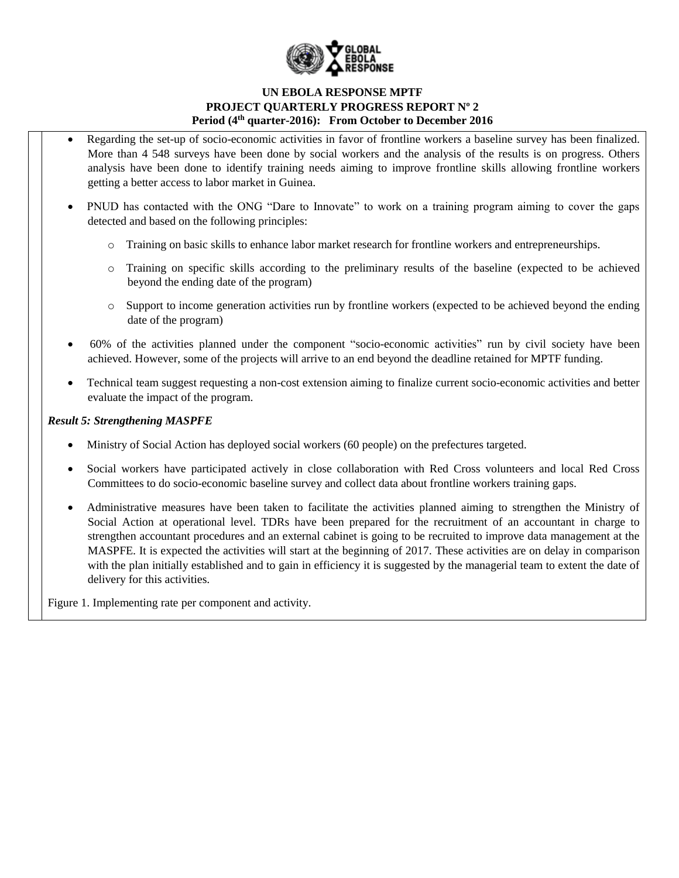- Regarding the set-up of socio-economic activities in favor of frontline workers a baseline survey has been finalized. More than 4 548 surveys have been done by social workers and the analysis of the results is on progress. Others analysis have been done to identify training needs aiming to improve frontline skills allowing frontline workers getting a better access to labor market in Guinea.
- PNUD has contacted with the ONG "Dare to Innovate" to work on a training program aiming to cover the gaps detected and based on the following principles:
  - Training on basic skills to enhance labor market research for frontline workers and entrepreneurships.
  - Training on specific skills according to the preliminary results of the baseline (expected to be achieved beyond the ending date of the program)
  - Support to income generation activities run by frontline workers (expected to be achieved beyond the ending date of the program)
- 60% of the activities planned under the component "socio-economic activities" run by civil society have been achieved. However, some of the projects will arrive to an end beyond the deadline retained for MPTF funding.
- Technical team suggest requesting a non-cost extension aiming to finalize current socio-economic activities and better evaluate the impact of the program.

***Result 5: Strengthening MASPFE***

- Ministry of Social Action has deployed social workers (60 people) on the prefectures targeted.
- Social workers have participated actively in close collaboration with Red Cross volunteers and local Red Cross Committees to do socio-economic baseline survey and collect data about frontline workers training gaps.
- Administrative measures have been taken to facilitate the activities planned aiming to strengthen the Ministry of Social Action at operational level. TDRs have been prepared for the recruitment of an accountant in charge to strengthen accountant procedures and an external cabinet is going to be recruited to improve data management at the MASPFE. It is expected the activities will start at the beginning of 2017. These activities are on delay in comparison with the plan initially established and to gain in efficiency it is suggested by the managerial team to extent the date of delivery for this activities.

Figure 1. Implementing rate per component and activity.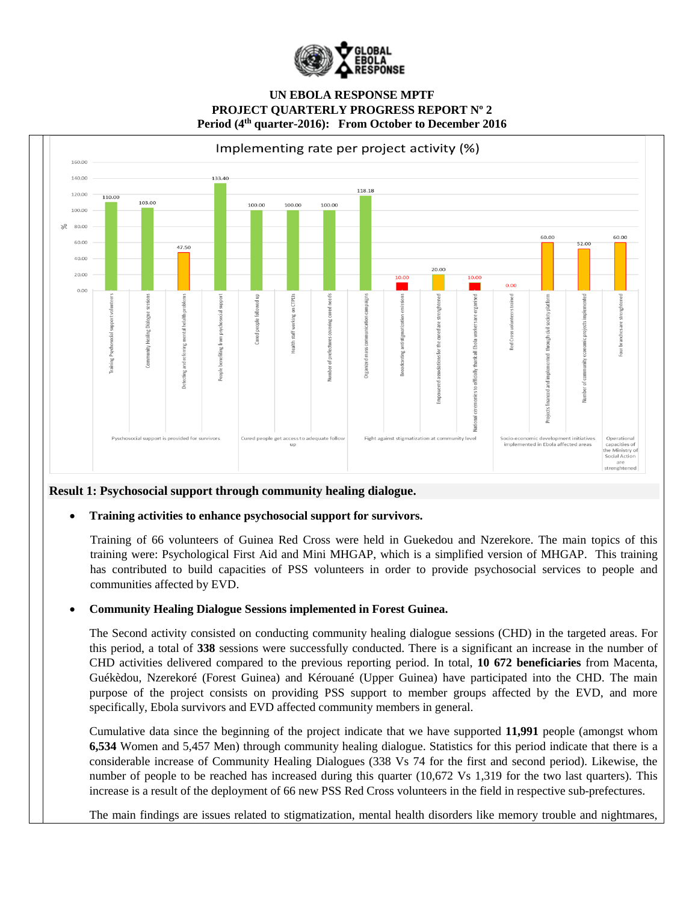**UN EBOLA RESPONSE MPTF**
**PROJECT QUARTERLY PROGRESS REPORT Nº 2**
**Period (4th quarter-2016): From October to December 2016**

**Implementing rate per project activity (%)**

| Result | Activity | Implementing rate (%) |
|---|---|---|
| Pyschosocial support is provided for survivors | Training Psychosocial support volunteers | 110.00 |
| | Community Healing Dialogue sessions | 103.00 |
| | Detecting and referring mental health problems | 47.50 |
| | People benefiting from psychosocial support | 133.40 |
| Cured people get access to adequate follow up | Cured people followed up | 100.00 |
| | Health staff working on CTPEIs | 100.00 |
| | Number of prefectures covering cured needs | 100.00 |
| Fight against stigmatization at community level | Organized mass communication campaigns | 118.18 |
| | Broadcasting antistigmatization emissions | 10.00 |
| | Empowered associations for the cured are strengthened | 20.00 |
| | National ceremonies to officially thank all Ebola workers are organised | 10.00 |
| Socio-economic development initiatives implemented in Ebola affected areas | Red Cross volunteers trained | 0.00 |
| | Projects financed and implemented through civil sociéty platform | 60.00 |
| | Number of community economic projects implemented | 52.00 |
| Operational capacities of the Ministry of Social Action are strenghtened | Four branches are strenghtened | 60.00 |

## Result 1: Psychosocial support through community healing dialogue.

- **Training activities to enhance psychosocial support for survivors.**

  Training of 66 volunteers of Guinea Red Cross were held in Guekedou and Nzerekore. The main topics of this training were: Psychological First Aid and Mini MHGAP, which is a simplified version of MHGAP. This training has contributed to build capacities of PSS volunteers in order to provide psychosocial services to people and communities affected by EVD.

- **Community Healing Dialogue Sessions implemented in Forest Guinea.**

  The Second activity consisted on conducting community healing dialogue sessions (CHD) in the targeted areas. For this period, a total of **338** sessions were successfully conducted. There is a significant an increase in the number of CHD activities delivered compared to the previous reporting period. In total, **10 672 beneficiaries** from Macenta, Guékèdou, Nzerekoré (Forest Guinea) and Kérouané (Upper Guinea) have participated into the CHD. The main purpose of the project consists on providing PSS support to member groups affected by the EVD, and more specifically, Ebola survivors and EVD affected community members in general.

  Cumulative data since the beginning of the project indicate that we have supported **11,991** people (amongst whom **6,534** Women and 5,457 Men) through community healing dialogue. Statistics for this period indicate that there is a considerable increase of Community Healing Dialogues (338 Vs 74 for the first and second period). Likewise, the number of people to be reached has increased during this quarter (10,672 Vs 1,319 for the two last quarters). This increase is a result of the deployment of 66 new PSS Red Cross volunteers in the field in respective sub-prefectures.

  The main findings are issues related to stigmatization, mental health disorders like memory trouble and nightmares,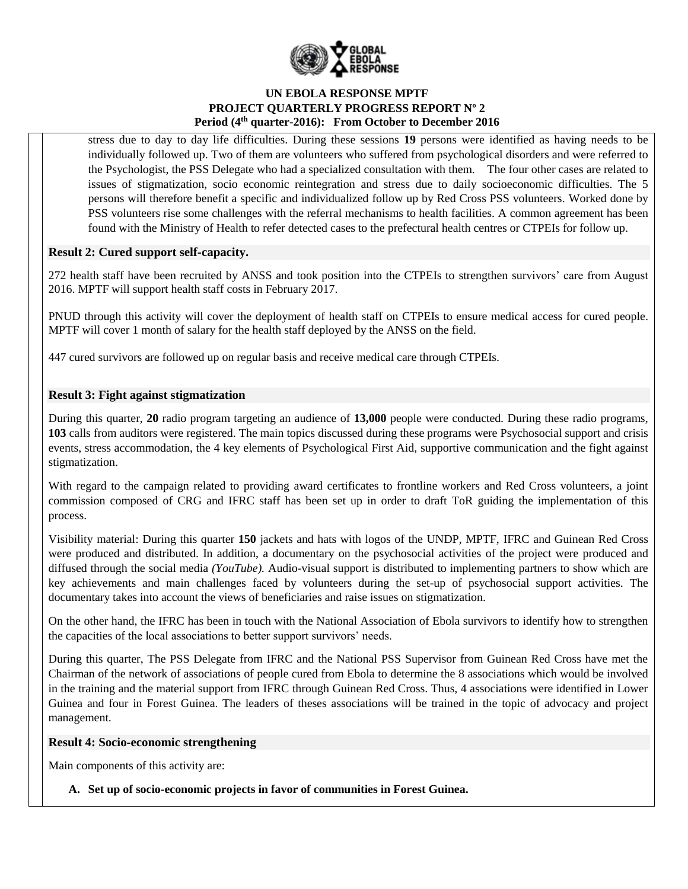stress due to day to day life difficulties. During these sessions **19** persons were identified as having needs to be individually followed up. Two of them are volunteers who suffered from psychological disorders and were referred to the Psychologist, the PSS Delegate who had a specialized consultation with them. The four other cases are related to issues of stigmatization, socio economic reintegration and stress due to daily socioeconomic difficulties. The 5 persons will therefore benefit a specific and individualized follow up by Red Cross PSS volunteers. Worked done by PSS volunteers rise some challenges with the referral mechanisms to health facilities. A common agreement has been found with the Ministry of Health to refer detected cases to the prefectural health centres or CTPEIs for follow up.

**Result 2: Cured support self-capacity.**

272 health staff have been recruited by ANSS and took position into the CTPEIs to strengthen survivors' care from August 2016. MPTF will support health staff costs in February 2017.

PNUD through this activity will cover the deployment of health staff on CTPEIs to ensure medical access for cured people. MPTF will cover 1 month of salary for the health staff deployed by the ANSS on the field.

447 cured survivors are followed up on regular basis and receive medical care through CTPEIs.

**Result 3: Fight against stigmatization**

During this quarter, **20** radio program targeting an audience of **13,000** people were conducted. During these radio programs, **103** calls from auditors were registered. The main topics discussed during these programs were Psychosocial support and crisis events, stress accommodation, the 4 key elements of Psychological First Aid, supportive communication and the fight against stigmatization.

With regard to the campaign related to providing award certificates to frontline workers and Red Cross volunteers, a joint commission composed of CRG and IFRC staff has been set up in order to draft ToR guiding the implementation of this process.

Visibility material: During this quarter **150** jackets and hats with logos of the UNDP, MPTF, IFRC and Guinean Red Cross were produced and distributed. In addition, a documentary on the psychosocial activities of the project were produced and diffused through the social media *(YouTube).* Audio-visual support is distributed to implementing partners to show which are key achievements and main challenges faced by volunteers during the set-up of psychosocial support activities. The documentary takes into account the views of beneficiaries and raise issues on stigmatization.

On the other hand, the IFRC has been in touch with the National Association of Ebola survivors to identify how to strengthen the capacities of the local associations to better support survivors' needs.

During this quarter, The PSS Delegate from IFRC and the National PSS Supervisor from Guinean Red Cross have met the Chairman of the network of associations of people cured from Ebola to determine the 8 associations which would be involved in the training and the material support from IFRC through Guinean Red Cross. Thus, 4 associations were identified in Lower Guinea and four in Forest Guinea. The leaders of theses associations will be trained in the topic of advocacy and project management.

**Result 4: Socio-economic strengthening**

Main components of this activity are:

**A. Set up of socio-economic projects in favor of communities in Forest Guinea.**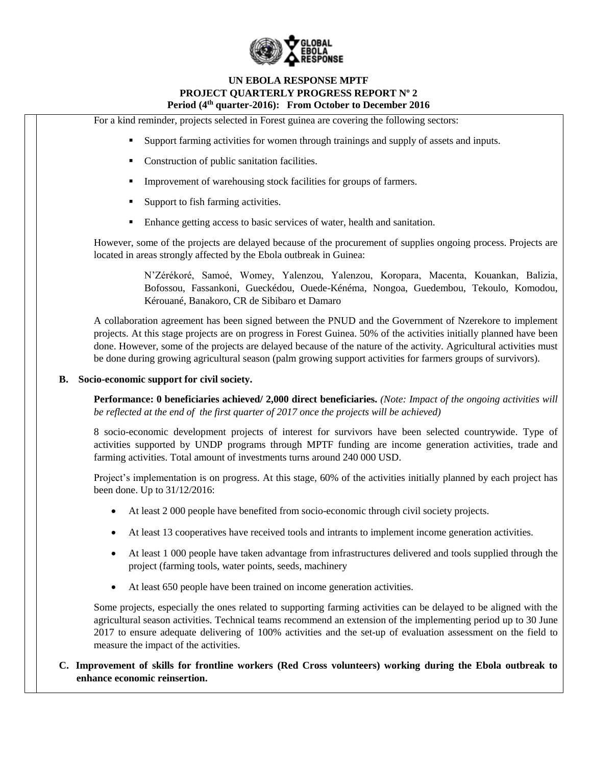For a kind reminder, projects selected in Forest guinea are covering the following sectors:

- Support farming activities for women through trainings and supply of assets and inputs.
- Construction of public sanitation facilities.
- Improvement of warehousing stock facilities for groups of farmers.
- Support to fish farming activities.
- Enhance getting access to basic services of water, health and sanitation.

However, some of the projects are delayed because of the procurement of supplies ongoing process. Projects are located in areas strongly affected by the Ebola outbreak in Guinea:

> N'Zérékoré, Samoé, Womey, Yalenzou, Yalenzou, Koropara, Macenta, Kouankan, Balizia, Bofossou, Fassankoni, Gueckédou, Ouede-Kénéma, Nongoa, Guedembou, Tekoulo, Komodou, Kérouané, Banakoro, CR de Sibibaro et Damaro

A collaboration agreement has been signed between the PNUD and the Government of Nzerekore to implement projects. At this stage projects are on progress in Forest Guinea. 50% of the activities initially planned have been done. However, some of the projects are delayed because of the nature of the activity. Agricultural activities must be done during growing agricultural season (palm growing support activities for farmers groups of survivors).

**B. Socio-economic support for civil society.**

**Performance: 0 beneficiaries achieved/ 2,000 direct beneficiaries.** *(Note: Impact of the ongoing activities will be reflected at the end of the first quarter of 2017 once the projects will be achieved)*

8 socio-economic development projects of interest for survivors have been selected countrywide. Type of activities supported by UNDP programs through MPTF funding are income generation activities, trade and farming activities. Total amount of investments turns around 240 000 USD.

Project's implementation is on progress. At this stage, 60% of the activities initially planned by each project has been done. Up to 31/12/2016:

- At least 2 000 people have benefited from socio-economic through civil society projects.
- At least 13 cooperatives have received tools and intrants to implement income generation activities.
- At least 1 000 people have taken advantage from infrastructures delivered and tools supplied through the project (farming tools, water points, seeds, machinery
- At least 650 people have been trained on income generation activities.

Some projects, especially the ones related to supporting farming activities can be delayed to be aligned with the agricultural season activities. Technical teams recommend an extension of the implementing period up to 30 June 2017 to ensure adequate delivering of 100% activities and the set-up of evaluation assessment on the field to measure the impact of the activities.

**C. Improvement of skills for frontline workers (Red Cross volunteers) working during the Ebola outbreak to enhance economic reinsertion.**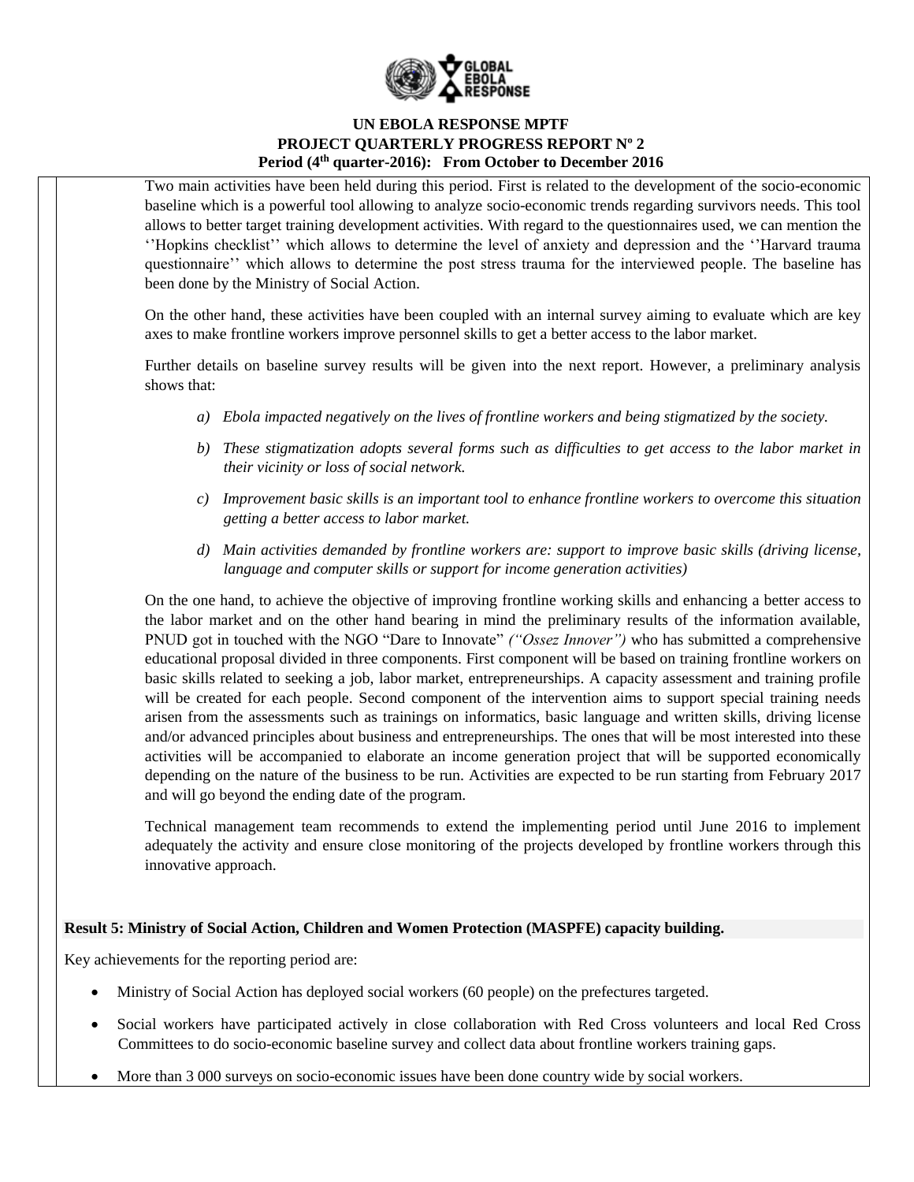Two main activities have been held during this period. First is related to the development of the socio-economic baseline which is a powerful tool allowing to analyze socio-economic trends regarding survivors needs. This tool allows to better target training development activities. With regard to the questionnaires used, we can mention the ''Hopkins checklist'' which allows to determine the level of anxiety and depression and the ''Harvard trauma questionnaire'' which allows to determine the post stress trauma for the interviewed people. The baseline has been done by the Ministry of Social Action.

On the other hand, these activities have been coupled with an internal survey aiming to evaluate which are key axes to make frontline workers improve personnel skills to get a better access to the labor market.

Further details on baseline survey results will be given into the next report. However, a preliminary analysis shows that:

a) *Ebola impacted negatively on the lives of frontline workers and being stigmatized by the society.*

b) *These stigmatization adopts several forms such as difficulties to get access to the labor market in their vicinity or loss of social network.*

c) *Improvement basic skills is an important tool to enhance frontline workers to overcome this situation getting a better access to labor market.*

d) *Main activities demanded by frontline workers are: support to improve basic skills (driving license, language and computer skills or support for income generation activities)*

On the one hand, to achieve the objective of improving frontline working skills and enhancing a better access to the labor market and on the other hand bearing in mind the preliminary results of the information available, PNUD got in touched with the NGO "Dare to Innovate" *("Ossez Innover")* who has submitted a comprehensive educational proposal divided in three components. First component will be based on training frontline workers on basic skills related to seeking a job, labor market, entrepreneurships. A capacity assessment and training profile will be created for each people. Second component of the intervention aims to support special training needs arisen from the assessments such as trainings on informatics, basic language and written skills, driving license and/or advanced principles about business and entrepreneurships. The ones that will be most interested into these activities will be accompanied to elaborate an income generation project that will be supported economically depending on the nature of the business to be run. Activities are expected to be run starting from February 2017 and will go beyond the ending date of the program.

Technical management team recommends to extend the implementing period until June 2016 to implement adequately the activity and ensure close monitoring of the projects developed by frontline workers through this innovative approach.

**Result 5: Ministry of Social Action, Children and Women Protection (MASPFE) capacity building.**

Key achievements for the reporting period are:

- Ministry of Social Action has deployed social workers (60 people) on the prefectures targeted.
- Social workers have participated actively in close collaboration with Red Cross volunteers and local Red Cross Committees to do socio-economic baseline survey and collect data about frontline workers training gaps.
- More than 3 000 surveys on socio-economic issues have been done country wide by social workers.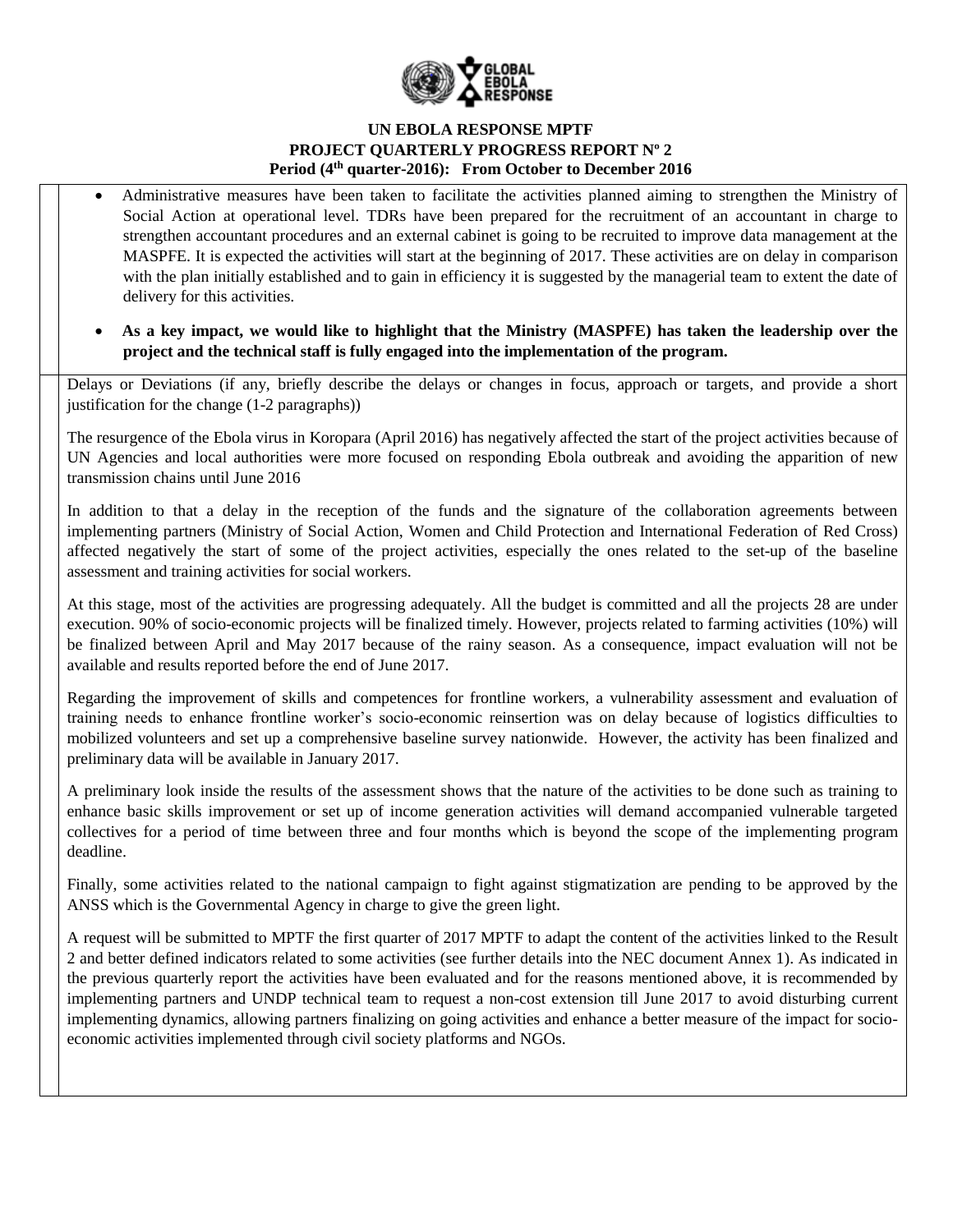- Administrative measures have been taken to facilitate the activities planned aiming to strengthen the Ministry of Social Action at operational level. TDRs have been prepared for the recruitment of an accountant in charge to strengthen accountant procedures and an external cabinet is going to be recruited to improve data management at the MASPFE. It is expected the activities will start at the beginning of 2017. These activities are on delay in comparison with the plan initially established and to gain in efficiency it is suggested by the managerial team to extent the date of delivery for this activities.
- **As a key impact, we would like to highlight that the Ministry (MASPFE) has taken the leadership over the project and the technical staff is fully engaged into the implementation of the program.**

Delays or Deviations (if any, briefly describe the delays or changes in focus, approach or targets, and provide a short justification for the change (1-2 paragraphs))

The resurgence of the Ebola virus in Koropara (April 2016) has negatively affected the start of the project activities because of UN Agencies and local authorities were more focused on responding Ebola outbreak and avoiding the apparition of new transmission chains until June 2016

In addition to that a delay in the reception of the funds and the signature of the collaboration agreements between implementing partners (Ministry of Social Action, Women and Child Protection and International Federation of Red Cross) affected negatively the start of some of the project activities, especially the ones related to the set-up of the baseline assessment and training activities for social workers.

At this stage, most of the activities are progressing adequately. All the budget is committed and all the projects 28 are under execution. 90% of socio-economic projects will be finalized timely. However, projects related to farming activities (10%) will be finalized between April and May 2017 because of the rainy season. As a consequence, impact evaluation will not be available and results reported before the end of June 2017.

Regarding the improvement of skills and competences for frontline workers, a vulnerability assessment and evaluation of training needs to enhance frontline worker's socio-economic reinsertion was on delay because of logistics difficulties to mobilized volunteers and set up a comprehensive baseline survey nationwide. However, the activity has been finalized and preliminary data will be available in January 2017.

A preliminary look inside the results of the assessment shows that the nature of the activities to be done such as training to enhance basic skills improvement or set up of income generation activities will demand accompanied vulnerable targeted collectives for a period of time between three and four months which is beyond the scope of the implementing program deadline.

Finally, some activities related to the national campaign to fight against stigmatization are pending to be approved by the ANSS which is the Governmental Agency in charge to give the green light.

A request will be submitted to MPTF the first quarter of 2017 MPTF to adapt the content of the activities linked to the Result 2 and better defined indicators related to some activities (see further details into the NEC document Annex 1). As indicated in the previous quarterly report the activities have been evaluated and for the reasons mentioned above, it is recommended by implementing partners and UNDP technical team to request a non-cost extension till June 2017 to avoid disturbing current implementing dynamics, allowing partners finalizing on going activities and enhance a better measure of the impact for socio-economic activities implemented through civil society platforms and NGOs.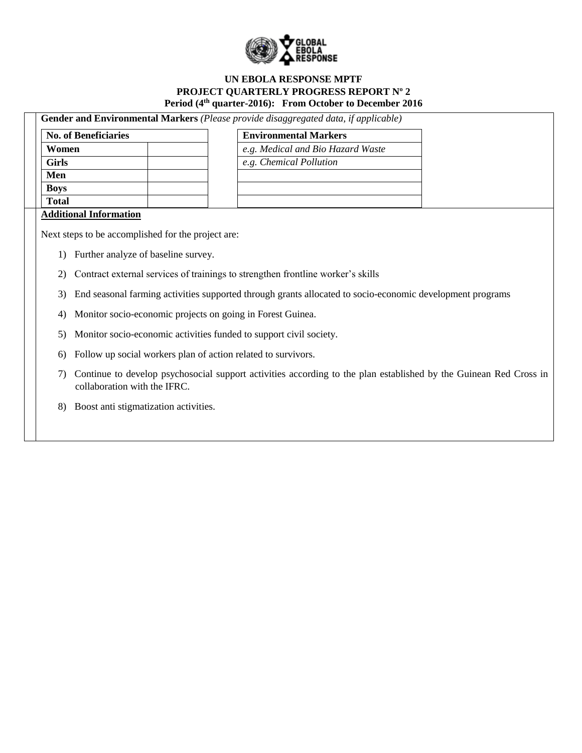**UN EBOLA RESPONSE MPTF**
**PROJECT QUARTERLY PROGRESS REPORT Nº 2**
**Period (4th quarter-2016): From October to December 2016**

**Gender and Environmental Markers** *(Please provide disaggregated data, if applicable)*

| **No. of Beneficiaries** | |
|---|---|
| **Women** | |
| **Girls** | |
| **Men** | |
| **Boys** | |
| **Total** | |

| **Environmental Markers** |
|---|
| *e.g. Medical and Bio Hazard Waste* |
| *e.g. Chemical Pollution* |
| |
| |
| |

**Additional Information**

Next steps to be accomplished for the project are:

1) Further analyze of baseline survey.
2) Contract external services of trainings to strengthen frontline worker's skills
3) End seasonal farming activities supported through grants allocated to socio-economic development programs
4) Monitor socio-economic projects on going in Forest Guinea.
5) Monitor socio-economic activities funded to support civil society.
6) Follow up social workers plan of action related to survivors.
7) Continue to develop psychosocial support activities according to the plan established by the Guinean Red Cross in collaboration with the IFRC.
8) Boost anti stigmatization activities.